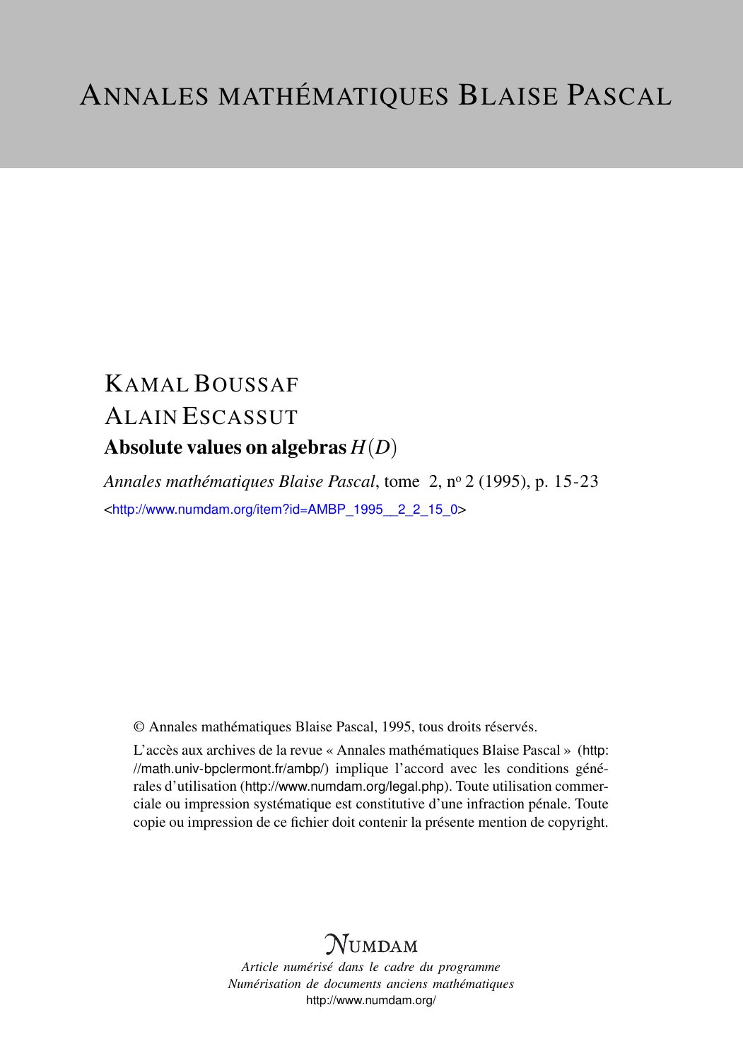# ANNALES MATHÉMATIQUES BLAISE PASCAL

KAMAL BOUSSAF

ALAIN ESCASSUT

## Absolute values on algebras $H(D)$

*Annales mathématiques Blaise Pascal*, tome 2, nº 2 (1995), p. 15-23

<http://www.numdam.org/item?id=AMBP_1995__2_2_15_0>

© Annales mathématiques Blaise Pascal, 1995, tous droits réservés.

L'accès aux archives de la revue « Annales mathématiques Blaise Pascal » (http://math.univ-bpclermont.fr/ambp/) implique l'accord avec les conditions générales d'utilisation (http://www.numdam.org/legal.php). Toute utilisation commerciale ou impression systématique est constitutive d'une infraction pénale. Toute copie ou impression de ce fichier doit contenir la présente mention de copyright.

NUMDAM

*Article numérisé dans le cadre du programme*
*Numérisation de documents anciens mathématiques*
http://www.numdam.org/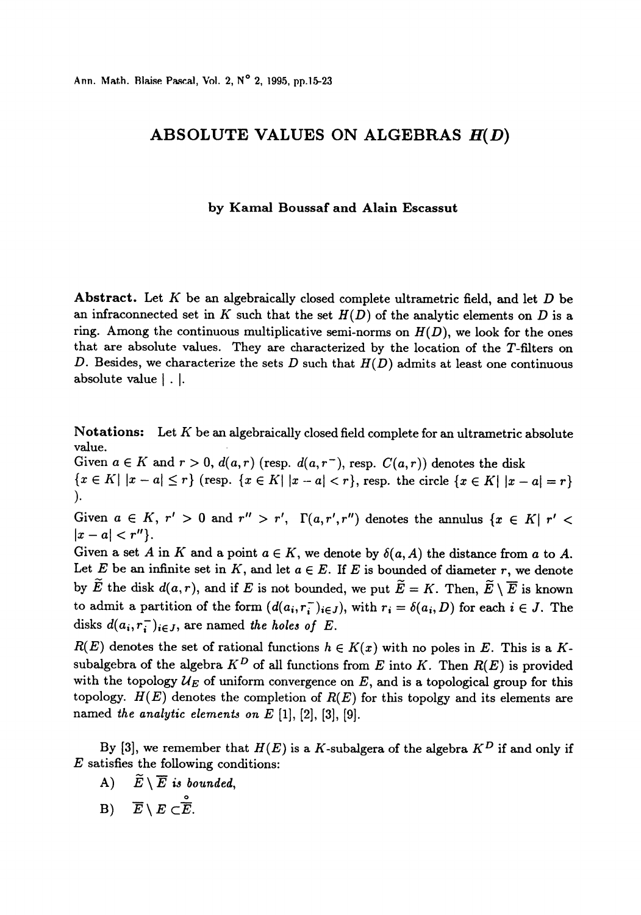# ABSOLUTE VALUES ON ALGEBRAS $H(D)$

**by Kamal Boussaf and Alain Escassut**

**Abstract.** Let $K$ be an algebraically closed complete ultrametric field, and let $D$ be an infraconnected set in $K$ such that the set $H(D)$ of the analytic elements on $D$ is a ring. Among the continuous multiplicative semi-norms on $H(D)$, we look for the ones that are absolute values. They are characterized by the location of the $T$-filters on $D$. Besides, we characterize the sets $D$ such that $H(D)$ admits at least one continuous absolute value $|\ .\ |$.

**Notations:** Let $K$ be an algebraically closed field complete for an ultrametric absolute value.

Given $a \in K$ and $r > 0$, $d(a,r)$ (resp. $d(a,r^-)$, resp. $C(a,r)$) denotes the disk $\{x \in K|\ |x-a| \leq r\}$ (resp. $\{x \in K|\ |x-a| < r\}$, resp. the circle $\{x \in K|\ |x-a| = r\}$).

Given $a \in K$, $r' > 0$ and $r'' > r'$, $\Gamma(a, r', r'')$ denotes the annulus $\{x \in K|\ r' < |x-a| < r''\}$.

Given a set $A$ in $K$ and a point $a \in K$, we denote by $\delta(a, A)$ the distance from $a$ to $A$. Let $E$ be an infinite set in $K$, and let $a \in E$. If $E$ is bounded of diameter $r$, we denote by $\widetilde{E}$ the disk $d(a,r)$, and if $E$ is not bounded, we put $\widetilde{E} = K$. Then, $\widetilde{E} \setminus \overline{E}$ is known to admit a partition of the form $(d(a_i, r_i^-)_{i \in J})$, with $r_i = \delta(a_i, D)$ for each $i \in J$. The disks $d(a_i, r_i^-)_{i \in J}$, are named *the holes of* $E$.

$R(E)$ denotes the set of rational functions $h \in K(x)$ with no poles in $E$. This is a $K$-subalgebra of the algebra $K^D$ of all functions from $E$ into $K$. Then $R(E)$ is provided with the topology $\mathcal{U}_E$ of uniform convergence on $E$, and is a topological group for this topology. $H(E)$ denotes the completion of $R(E)$ for this topolgy and its elements are named *the analytic elements on* $E$ [1], [2], [3], [9].

By [3], we remember that $H(E)$ is a $K$-subalgera of the algebra $K^D$ if and only if $E$ satisfies the following conditions:

A) $\widetilde{E} \setminus \overline{E}$ *is bounded,*

B) $\overline{E} \setminus E \subset \overset{\circ}{\overline{E}}$.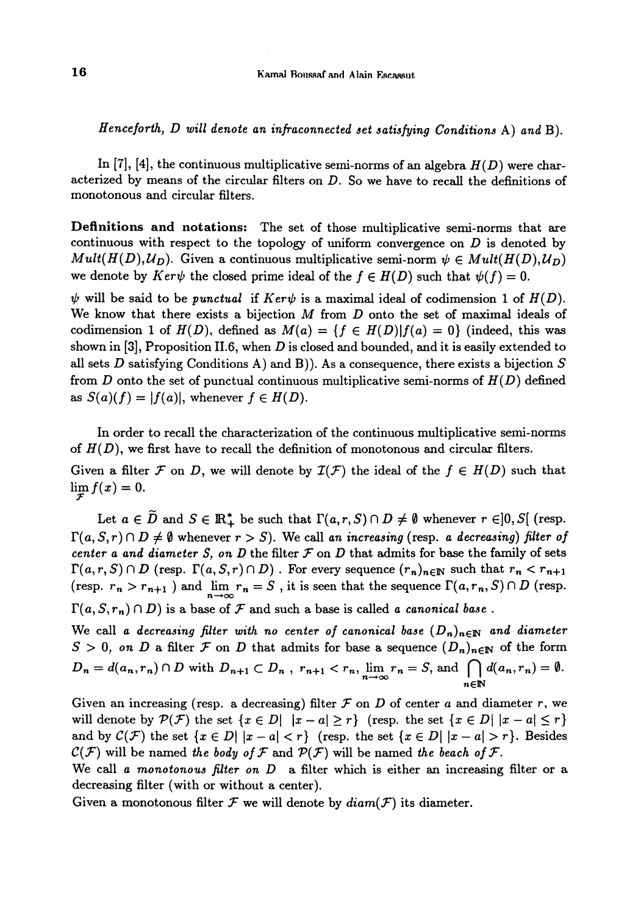*Henceforth, $D$ will denote an infraconnected set satisfying Conditions* A) *and* B).

In [7], [4], the continuous multiplicative semi-norms of an algebra $H(D)$ were characterized by means of the circular filters on $D$. So we have to recall the definitions of monotonous and circular filters.

**Definitions and notations:** The set of those multiplicative semi-norms that are continuous with respect to the topology of uniform convergence on $D$ is denoted by $Mult(H(D), \mathcal{U}_D)$. Given a continuous multiplicative semi-norm $\psi \in Mult(H(D), \mathcal{U}_D)$ we denote by $Ker\psi$ the closed prime ideal of the $f \in H(D)$ such that $\psi(f) = 0$.

$\psi$ will be said to be *punctual* if $Ker\psi$ is a maximal ideal of codimension 1 of $H(D)$. We know that there exists a bijection $M$ from $D$ onto the set of maximal ideals of codimension 1 of $H(D)$, defined as $M(a) = \{f \in H(D) | f(a) = 0\}$ (indeed, this was shown in [3], Proposition II.6, when $D$ is closed and bounded, and it is easily extended to all sets $D$ satisfying Conditions A) and B)). As a consequence, there exists a bijection $S$ from $D$ onto the set of punctual continuous multiplicative semi-norms of $H(D)$ defined as $S(a)(f) = |f(a)|$, whenever $f \in H(D)$.

In order to recall the characterization of the continuous multiplicative semi-norms of $H(D)$, we first have to recall the definition of monotonous and circular filters.

Given a filter $\mathcal{F}$ on $D$, we will denote by $\mathcal{I}(\mathcal{F})$ the ideal of the $f \in H(D)$ such that $\lim\limits_{\mathcal{F}} f(x) = 0$.

Let $a \in \widetilde{D}$ and $S \in \mathbb{R}_+^*$ be such that $\Gamma(a, r, S) \cap D \neq \emptyset$ whenever $r \in ]0, S[$ (resp. $\Gamma(a, S, r) \cap D \neq \emptyset$ whenever $r > S$). We call *an increasing* (resp. *a decreasing*) *filter of center $a$ and diameter $S$, on $D$* the filter $\mathcal{F}$ on $D$ that admits for base the family of sets $\Gamma(a, r, S) \cap D$ (resp. $\Gamma(a, S, r) \cap D$) . For every sequence $(r_n)_{n \in \mathbb{N}}$ such that $r_n < r_{n+1}$ (resp. $r_n > r_{n+1}$ ) and $\lim\limits_{n \to \infty} r_n = S$ , it is seen that the sequence $\Gamma(a, r_n, S) \cap D$ (resp. $\Gamma(a, S, r_n) \cap D$) is a base of $\mathcal{F}$ and such a base is called *a canonical base* .

We call *a decreasing filter with no center of canonical base $(D_n)_{n \in \mathbb{N}}$ and diameter $S > 0$, on $D$* a filter $\mathcal{F}$ on $D$ that admits for base a sequence $(D_n)_{n \in \mathbb{N}}$ of the form $D_n = d(a_n, r_n) \cap D$ with $D_{n+1} \subset D_n$ , $r_{n+1} < r_n$, $\lim\limits_{n \to \infty} r_n = S$, and $\bigcap\limits_{n \in \mathbb{N}} d(a_n, r_n) = \emptyset$.

Given an increasing (resp. a decreasing) filter $\mathcal{F}$ on $D$ of center $a$ and diameter $r$, we will denote by $\mathcal{P}(\mathcal{F})$ the set $\{x \in D | \ |x - a| \geq r\}$ (resp. the set $\{x \in D | \ |x - a| \leq r\}$ and by $\mathcal{C}(\mathcal{F})$ the set $\{x \in D | \ |x - a| < r\}$ (resp. the set $\{x \in D | \ |x - a| > r\}$. Besides $\mathcal{C}(\mathcal{F})$ will be named *the body of $\mathcal{F}$* and $\mathcal{P}(\mathcal{F})$ will be named *the beach of $\mathcal{F}$*.

We call *a monotonous filter on $D$* a filter which is either an increasing filter or a decreasing filter (with or without a center).

Given a monotonous filter $\mathcal{F}$ we will denote by $diam(\mathcal{F})$ its diameter.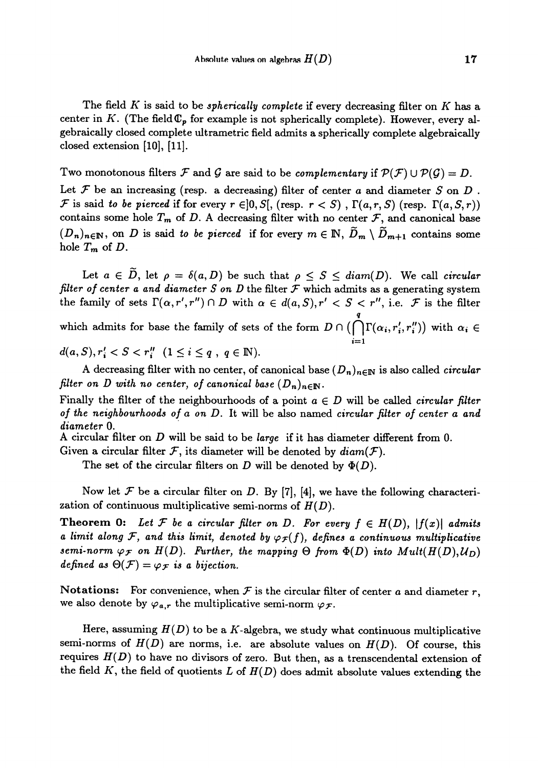The field $K$ is said to be *spherically complete* if every decreasing filter on $K$ has a center in $K$. (The field $\mathbb{C}_p$ for example is not spherically complete). However, every algebraically closed complete ultrametric field admits a spherically complete algebraically closed extension [10], [11].

Two monotonous filters $\mathcal{F}$ and $\mathcal{G}$ are said to be *complementary* if $\mathcal{P}(\mathcal{F}) \cup \mathcal{P}(\mathcal{G}) = D$.
Let $\mathcal{F}$ be an increasing (resp. a decreasing) filter of center $a$ and diameter $S$ on $D$. $\mathcal{F}$ is said *to be pierced* if for every $r \in ]0, S[$, (resp. $r < S$) , $\Gamma(a, r, S)$ (resp. $\Gamma(a, S, r)$) contains some hole $T_m$ of $D$. A decreasing filter with no center $\mathcal{F}$, and canonical base $(D_n)_{n\in\mathbb{N}}$, on $D$ is said *to be pierced* if for every $m \in \mathbb{N}$, $\widetilde{D}_m \setminus \widetilde{D}_{m+1}$ contains some hole $T_m$ of $D$.

Let $a \in \widetilde{D}$, let $\rho = \delta(a, D)$ be such that $\rho \leq S \leq diam(D)$. We call *circular filter of center $a$ and diameter $S$ on $D$* the filter $\mathcal{F}$ which admits as a generating system the family of sets $\Gamma(\alpha, r', r'') \cap D$ with $\alpha \in d(a, S), r' < S < r''$, i.e. $\mathcal{F}$ is the filter which admits for base the family of sets of the form $D \cap (\bigcap_{i=1}^{q} \Gamma(\alpha_i, r'_i, r''_i))$ with $\alpha_i \in d(a, S), r'_i < S < r''_i \ (1 \leq i \leq q \ , \ q \in \mathbb{N})$.

A decreasing filter with no center, of canonical base $(D_n)_{n\in\mathbb{N}}$ is also called *circular filter on $D$ with no center, of canonical base $(D_n)_{n\in\mathbb{N}}$*.
Finally the filter of the neighbourhoods of a point $a \in D$ will be called *circular filter of the neighbourhoods of $a$ on $D$*. It will be also named *circular filter of center $a$ and diameter 0*.
A circular filter on $D$ will be said to be *large* if it has diameter different from 0.
Given a circular filter $\mathcal{F}$, its diameter will be denoted by $diam(\mathcal{F})$.

The set of the circular filters on $D$ will be denoted by $\Phi(D)$.

Now let $\mathcal{F}$ be a circular filter on $D$. By [7], [4], we have the following characterization of continuous multiplicative semi-norms of $H(D)$.

**Theorem 0:** *Let $\mathcal{F}$ be a circular filter on $D$. For every $f \in H(D)$, $|f(x)|$ admits a limit along $\mathcal{F}$, and this limit, denoted by $\varphi_{\mathcal{F}}(f)$, defines a continuous multiplicative semi-norm $\varphi_{\mathcal{F}}$ on $H(D)$. Further, the mapping $\Theta$ from $\Phi(D)$ into $Mult(H(D), \mathcal{U}_D)$ defined as $\Theta(\mathcal{F}) = \varphi_{\mathcal{F}}$ is a bijection.*

**Notations:** For convenience, when $\mathcal{F}$ is the circular filter of center $a$ and diameter $r$, we also denote by $\varphi_{a,r}$ the multiplicative semi-norm $\varphi_{\mathcal{F}}$.

Here, assuming $H(D)$ to be a $K$-algebra, we study what continuous multiplicative semi-norms of $H(D)$ are norms, i.e. are absolute values on $H(D)$. Of course, this requires $H(D)$ to have no divisors of zero. But then, as a trenscendental extension of the field $K$, the field of quotients $L$ of $H(D)$ does admit absolute values extending the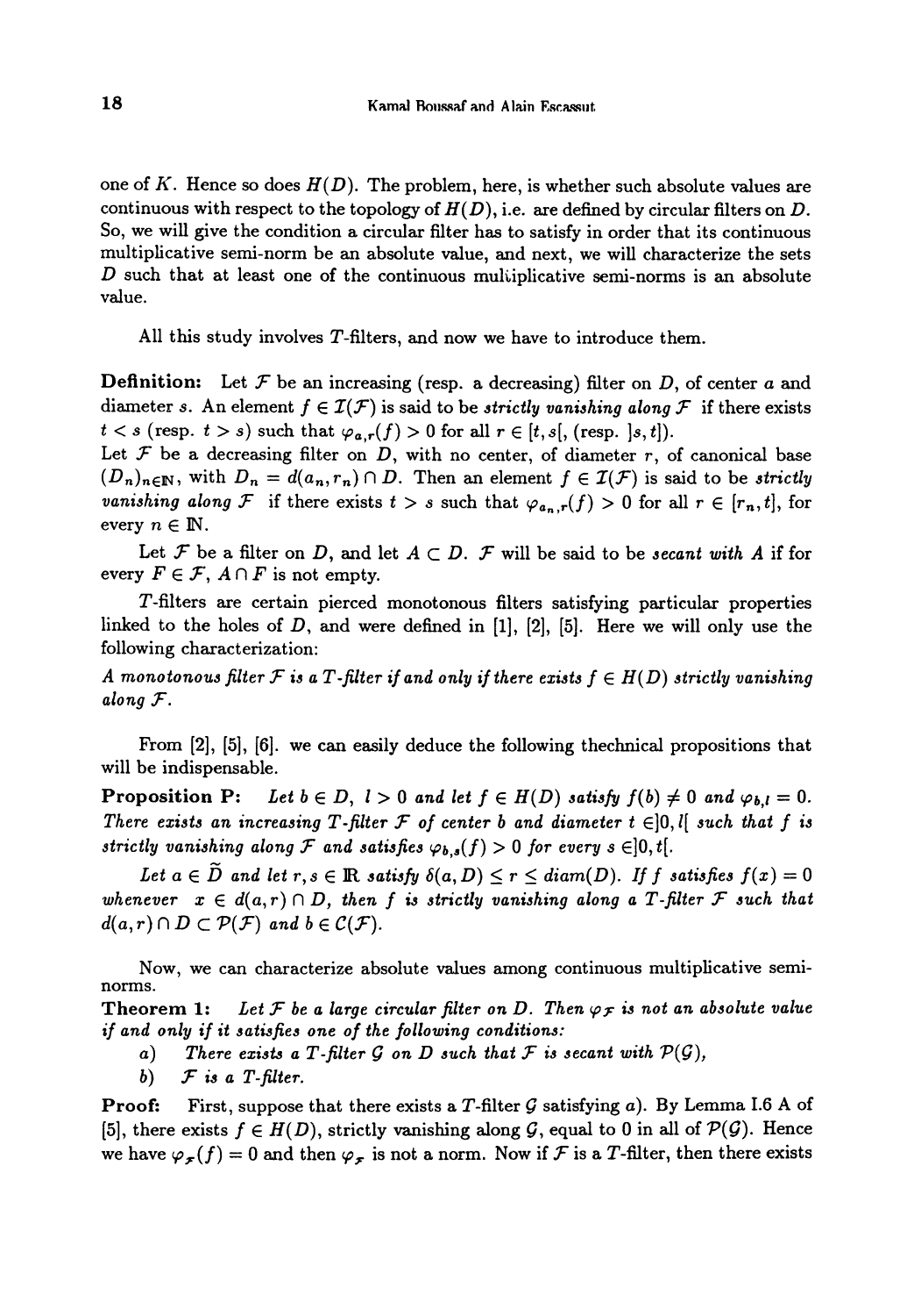one of $K$. Hence so does $H(D)$. The problem, here, is whether such absolute values are continuous with respect to the topology of $H(D)$, i.e. are defined by circular filters on $D$. So, we will give the condition a circular filter has to satisfy in order that its continuous multiplicative semi-norm be an absolute value, and next, we will characterize the sets $D$ such that at least one of the continuous multiplicative semi-norms is an absolute value.

All this study involves $T$-filters, and now we have to introduce them.

**Definition:** Let $\mathcal{F}$ be an increasing (resp. a decreasing) filter on $D$, of center $a$ and diameter $s$. An element $f \in \mathcal{I}(\mathcal{F})$ is said to be *strictly vanishing along* $\mathcal{F}$ if there exists $t < s$ (resp. $t > s$) such that $\varphi_{a,r}(f) > 0$ for all $r \in [t, s[$, (resp. $]s, t]$).

Let $\mathcal{F}$ be a decreasing filter on $D$, with no center, of diameter $r$, of canonical base $(D_n)_{n \in \mathbb{N}}$, with $D_n = d(a_n, r_n) \cap D$. Then an element $f \in \mathcal{I}(\mathcal{F})$ is said to be *strictly vanishing along* $\mathcal{F}$ if there exists $t > s$ such that $\varphi_{a_n,r}(f) > 0$ for all $r \in [r_n, t]$, for every $n \in \mathbb{N}$.

Let $\mathcal{F}$ be a filter on $D$, and let $A \subset D$. $\mathcal{F}$ will be said to be *secant with* $A$ if for every $F \in \mathcal{F}$, $A \cap F$ is not empty.

$T$-filters are certain pierced monotonous filters satisfying particular properties linked to the holes of $D$, and were defined in [1], [2], [5]. Here we will only use the following characterization:

*A monotonous filter $\mathcal{F}$ is a $T$-filter if and only if there exists $f \in H(D)$ strictly vanishing along $\mathcal{F}$.*

From [2], [5], [6]. we can easily deduce the following thechnical propositions that will be indispensable.

**Proposition P:** *Let $b \in D$, $l > 0$ and let $f \in H(D)$ satisfy $f(b) \neq 0$ and $\varphi_{b,l} = 0$. There exists an increasing $T$-filter $\mathcal{F}$ of center $b$ and diameter $t \in ]0, l[$ such that $f$ is strictly vanishing along $\mathcal{F}$ and satisfies $\varphi_{b,s}(f) > 0$ for every $s \in ]0, t[$.*

*Let $a \in \widetilde{D}$ and let $r, s \in \mathbb{R}$ satisfy $\delta(a, D) \leq r \leq diam(D)$. If $f$ satisfies $f(x) = 0$ whenever $x \in d(a, r) \cap D$, then $f$ is strictly vanishing along a $T$-filter $\mathcal{F}$ such that $d(a, r) \cap D \subset \mathcal{P}(\mathcal{F})$ and $b \in \mathcal{C}(\mathcal{F})$.*

Now, we can characterize absolute values among continuous multiplicative semi-norms.

**Theorem 1:** *Let $\mathcal{F}$ be a large circular filter on $D$. Then $\varphi_{\mathcal{F}}$ is not an absolute value if and only if it satisfies one of the following conditions:*

*a) There exists a $T$-filter $\mathcal{G}$ on $D$ such that $\mathcal{F}$ is secant with $\mathcal{P}(\mathcal{G})$,*

*b) $\mathcal{F}$ is a $T$-filter.*

**Proof:** First, suppose that there exists a $T$-filter $\mathcal{G}$ satisfying $a)$. By Lemma I.6 A of [5], there exists $f \in H(D)$, strictly vanishing along $\mathcal{G}$, equal to 0 in all of $\mathcal{P}(\mathcal{G})$. Hence we have $\varphi_{\mathcal{F}}(f) = 0$ and then $\varphi_{\mathcal{F}}$ is not a norm. Now if $\mathcal{F}$ is a $T$-filter, then there exists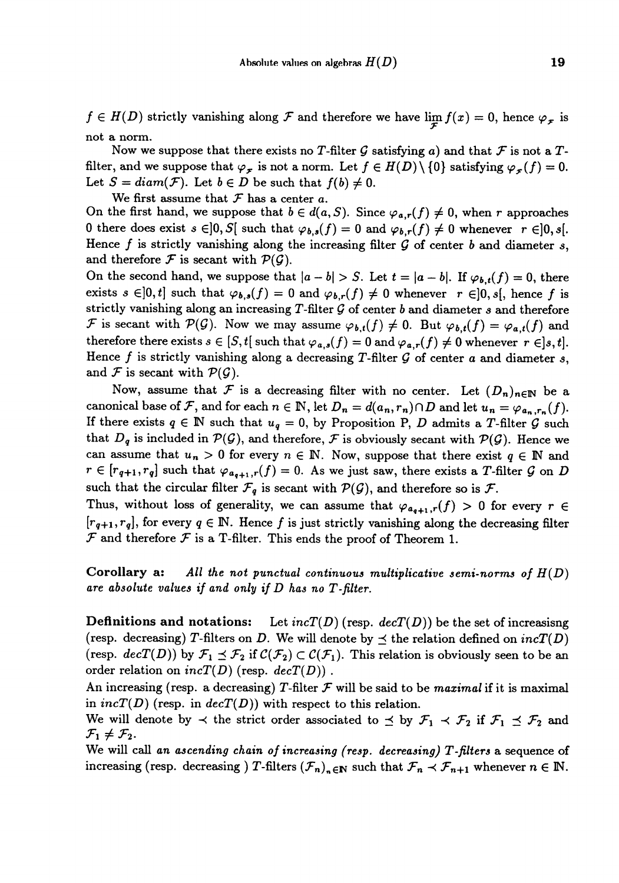$f \in H(D)$ strictly vanishing along $\mathcal{F}$ and therefore we have $\lim_{\mathcal{F}} f(x) = 0$, hence $\varphi_{\mathcal{F}}$ is not a norm.

Now we suppose that there exists no $T$-filter $\mathcal{G}$ satisfying a) and that $\mathcal{F}$ is not a $T$-filter, and we suppose that $\varphi_{\mathcal{F}}$ is not a norm. Let $f \in H(D) \setminus \{0\}$ satisfying $\varphi_{\mathcal{F}}(f) = 0$. Let $S = diam(\mathcal{F})$. Let $b \in D$ be such that $f(b) \neq 0$.

We first assume that $\mathcal{F}$ has a center $a$.
On the first hand, we suppose that $b \in d(a, S)$. Since $\varphi_{a,r}(f) \neq 0$, when $r$ approaches 0 there does exist $s \in ]0, S[$ such that $\varphi_{b,s}(f) = 0$ and $\varphi_{b,r}(f) \neq 0$ whenever $r \in ]0, s[$. Hence $f$ is strictly vanishing along the increasing filter $\mathcal{G}$ of center $b$ and diameter $s$, and therefore $\mathcal{F}$ is secant with $\mathcal{P}(\mathcal{G})$.
On the second hand, we suppose that $|a - b| > S$. Let $t = |a - b|$. If $\varphi_{b,t}(f) = 0$, there exists $s \in ]0, t]$ such that $\varphi_{b,s}(f) = 0$ and $\varphi_{b,r}(f) \neq 0$ whenever $r \in ]0, s[$, hence $f$ is strictly vanishing along an increasing $T$-filter $\mathcal{G}$ of center $b$ and diameter $s$ and therefore $\mathcal{F}$ is secant with $\mathcal{P}(\mathcal{G})$. Now we may assume $\varphi_{b,t}(f) \neq 0$. But $\varphi_{b,t}(f) = \varphi_{a,t}(f)$ and therefore there exists $s \in [S, t[$ such that $\varphi_{a,s}(f) = 0$ and $\varphi_{a,r}(f) \neq 0$ whenever $r \in ]s, t]$. Hence $f$ is strictly vanishing along a decreasing $T$-filter $\mathcal{G}$ of center $a$ and diameter $s$, and $\mathcal{F}$ is secant with $\mathcal{P}(\mathcal{G})$.

Now, assume that $\mathcal{F}$ is a decreasing filter with no center. Let $(D_n)_{n \in \mathbb{N}}$ be a canonical base of $\mathcal{F}$, and for each $n \in \mathbb{N}$, let $D_n = d(a_n, r_n) \cap D$ and let $u_n = \varphi_{a_n, r_n}(f)$. If there exists $q \in \mathbb{N}$ such that $u_q = 0$, by Proposition P, $D$ admits a $T$-filter $\mathcal{G}$ such that $D_q$ is included in $\mathcal{P}(\mathcal{G})$, and therefore, $\mathcal{F}$ is obviously secant with $\mathcal{P}(\mathcal{G})$. Hence we can assume that $u_n > 0$ for every $n \in \mathbb{N}$. Now, suppose that there exist $q \in \mathbb{N}$ and $r \in [r_{q+1}, r_q]$ such that $\varphi_{a_{q+1}, r}(f) = 0$. As we just saw, there exists a $T$-filter $\mathcal{G}$ on $D$ such that the circular filter $\mathcal{F}_q$ is secant with $\mathcal{P}(\mathcal{G})$, and therefore so is $\mathcal{F}$.
Thus, without loss of generality, we can assume that $\varphi_{a_{q+1}, r}(f) > 0$ for every $r \in [r_{q+1}, r_q]$, for every $q \in \mathbb{N}$. Hence $f$ is just strictly vanishing along the decreasing filter $\mathcal{F}$ and therefore $\mathcal{F}$ is a T-filter. This ends the proof of Theorem 1.

**Corollary a:** *All the not punctual continuous multiplicative semi-norms of $H(D)$ are absolute values if and only if $D$ has no T-filter.*

**Definitions and notations:** Let $incT(D)$ (resp. $decT(D)$) be the set of increasisng (resp. decreasing) $T$-filters on $D$. We will denote by $\preceq$ the relation defined on $incT(D)$ (resp. $decT(D)$) by $\mathcal{F}_1 \preceq \mathcal{F}_2$ if $\mathcal{C}(\mathcal{F}_2) \subset \mathcal{C}(\mathcal{F}_1)$. This relation is obviously seen to be an order relation on $incT(D)$ (resp. $decT(D)$) .
An increasing (resp. a decreasing) $T$-filter $\mathcal{F}$ will be said to be *maximal* if it is maximal in $incT(D)$ (resp. in $decT(D)$) with respect to this relation.
We will denote by $\prec$ the strict order associated to $\preceq$ by $\mathcal{F}_1 \prec \mathcal{F}_2$ if $\mathcal{F}_1 \preceq \mathcal{F}_2$ and $\mathcal{F}_1 \neq \mathcal{F}_2$.
We will call *an ascending chain of increasing (resp. decreasing) T-filters* a sequence of increasing (resp. decreasing ) $T$-filters $(\mathcal{F}_n)_{n \in \mathbb{N}}$ such that $\mathcal{F}_n \prec \mathcal{F}_{n+1}$ whenever $n \in \mathbb{N}$.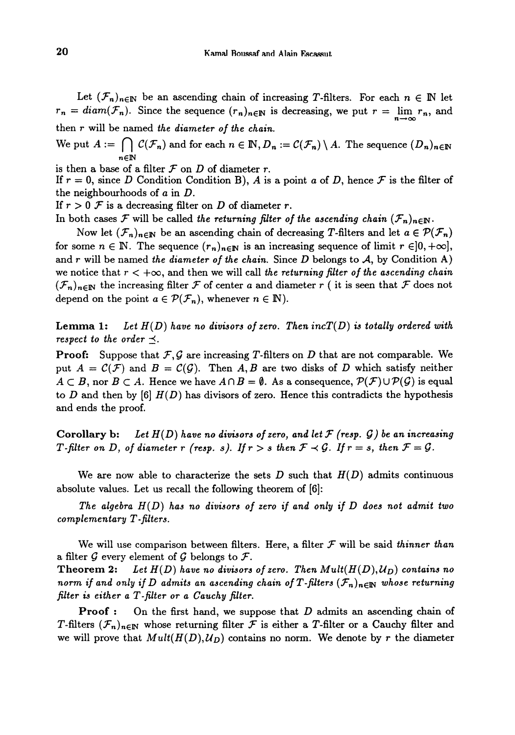Let $(\mathcal{F}_n)_{n\in\mathbb{N}}$ be an ascending chain of increasing $T$-filters. For each $n \in \mathbb{N}$ let $r_n = diam(\mathcal{F}_n)$. Since the sequence $(r_n)_{n\in\mathbb{N}}$ is decreasing, we put $r = \lim_{n\to\infty} r_n$, and then $r$ will be named *the diameter of the chain.*

We put $A := \bigcap_{n\in\mathbb{N}} \mathcal{C}(\mathcal{F}_n)$ and for each $n \in \mathbb{N}, D_n := \mathcal{C}(\mathcal{F}_n) \setminus A$. The sequence $(D_n)_{n\in\mathbb{N}}$ is then a base of a filter $\mathcal{F}$ on $D$ of diameter $r$.

If $r = 0$, since $D$ Condition Condition B), $A$ is a point $a$ of $D$, hence $\mathcal{F}$ is the filter of the neighbourhoods of $a$ in $D$.

If $r > 0$ $\mathcal{F}$ is a decreasing filter on $D$ of diameter $r$.

In both cases $\mathcal{F}$ will be called *the returning filter of the ascending chain* $(\mathcal{F}_n)_{n\in\mathbb{N}}$.

Now let $(\mathcal{F}_n)_{n\in\mathbb{N}}$ be an ascending chain of decreasing $T$-filters and let $a \in \mathcal{P}(\mathcal{F}_n)$ for some $n \in \mathbb{N}$. The sequence $(r_n)_{n\in\mathbb{N}}$ is an increasing sequence of limit $r \in ]0, +\infty]$, and $r$ will be named *the diameter of the chain.* Since $D$ belongs to $\mathcal{A}$, by Condition A) we notice that $r < +\infty$, and then we will call *the returning filter of the ascending chain* $(\mathcal{F}_n)_{n\in\mathbb{N}}$ the increasing filter $\mathcal{F}$ of center $a$ and diameter $r$ ( it is seen that $\mathcal{F}$ does not depend on the point $a \in \mathcal{P}(\mathcal{F}_n)$, whenever $n \in \mathbb{N}$).

**Lemma 1:** *Let $H(D)$ have no divisors of zero. Then $incT(D)$ is totally ordered with respect to the order $\preceq$.*

**Proof:** Suppose that $\mathcal{F}, \mathcal{G}$ are increasing $T$-filters on $D$ that are not comparable. We put $A = \mathcal{C}(\mathcal{F})$ and $B = \mathcal{C}(\mathcal{G})$. Then $A, B$ are two disks of $D$ which satisfy neither $A \subset B$, nor $B \subset A$. Hence we have $A \cap B = \emptyset$. As a consequence, $\mathcal{P}(\mathcal{F}) \cup \mathcal{P}(\mathcal{G})$ is equal to $D$ and then by [6] $H(D)$ has divisors of zero. Hence this contradicts the hypothesis and ends the proof.

**Corollary b:** *Let $H(D)$ have no divisors of zero, and let $\mathcal{F}$ (resp. $\mathcal{G}$) be an increasing $T$-filter on $D$, of diameter $r$ (resp. $s$). If $r > s$ then $\mathcal{F} \prec \mathcal{G}$. If $r = s$, then $\mathcal{F} = \mathcal{G}$.*

We are now able to characterize the sets $D$ such that $H(D)$ admits continuous absolute values. Let us recall the following theorem of [6]:

*The algebra $H(D)$ has no divisors of zero if and only if $D$ does not admit two complementary $T$-filters.*

We will use comparison between filters. Here, a filter $\mathcal{F}$ will be said *thinner than* a filter $\mathcal{G}$ every element of $\mathcal{G}$ belongs to $\mathcal{F}$.

**Theorem 2:** *Let $H(D)$ have no divisors of zero. Then $Mult(H(D), \mathcal{U}_D)$ contains no norm if and only if $D$ admits an ascending chain of $T$-filters $(\mathcal{F}_n)_{n\in\mathbb{N}}$ whose returning filter is either a $T$-filter or a Cauchy filter.*

**Proof :** On the first hand, we suppose that $D$ admits an ascending chain of $T$-filters $(\mathcal{F}_n)_{n\in\mathbb{N}}$ whose returning filter $\mathcal{F}$ is either a $T$-filter or a Cauchy filter and we will prove that $Mult(H(D), \mathcal{U}_D)$ contains no norm. We denote by $r$ the diameter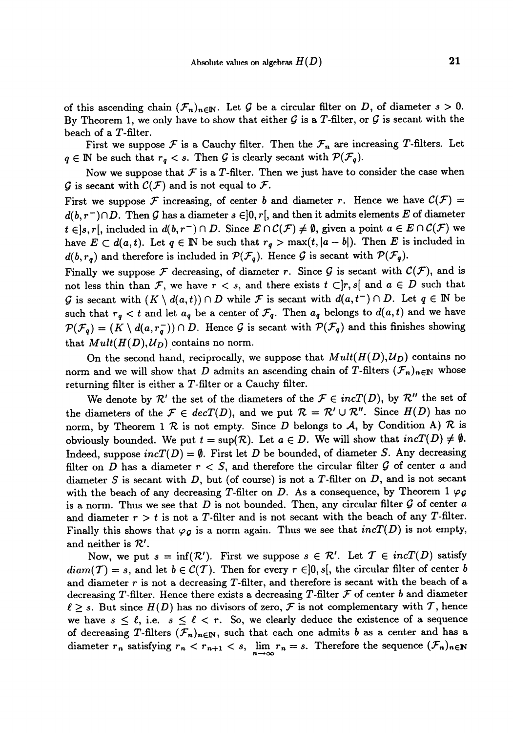of this ascending chain $(\mathcal{F}_n)_{n\in\mathbb{N}}$. Let $\mathcal{G}$ be a circular filter on $D$, of diameter $s > 0$. By Theorem 1, we only have to show that either $\mathcal{G}$ is a $T$-filter, or $\mathcal{G}$ is secant with the beach of a $T$-filter.

First we suppose $\mathcal{F}$ is a Cauchy filter. Then the $\mathcal{F}_n$ are increasing $T$-filters. Let $q \in \mathbb{N}$ be such that $r_q < s$. Then $\mathcal{G}$ is clearly secant with $\mathcal{P}(\mathcal{F}_q)$.

Now we suppose that $\mathcal{F}$ is a $T$-filter. Then we just have to consider the case when $\mathcal{G}$ is secant with $\mathcal{C}(\mathcal{F})$ and is not equal to $\mathcal{F}$.

First we suppose $\mathcal{F}$ increasing, of center $b$ and diameter $r$. Hence we have $\mathcal{C}(\mathcal{F}) = d(b, r^-) \cap D$. Then $\mathcal{G}$ has a diameter $s \in ]0, r[$, and then it admits elements $E$ of diameter $t \in ]s, r[$, included in $d(b, r^-) \cap D$. Since $E \cap \mathcal{C}(\mathcal{F}) \neq \emptyset$, given a point $a \in E \cap \mathcal{C}(\mathcal{F})$ we have $E \subset d(a, t)$. Let $q \in \mathbb{N}$ be such that $r_q > \max(t, |a - b|)$. Then $E$ is included in $d(b, r_q)$ and therefore is included in $\mathcal{P}(\mathcal{F}_q)$. Hence $\mathcal{G}$ is secant with $\mathcal{P}(\mathcal{F}_q)$.

Finally we suppose $\mathcal{F}$ decreasing, of diameter $r$. Since $\mathcal{G}$ is secant with $\mathcal{C}(\mathcal{F})$, and is not less thin than $\mathcal{F}$, we have $r < s$, and there exists $t \subset ]r, s[$ and $a \in D$ such that $\mathcal{G}$ is secant with $(K \setminus d(a, t)) \cap D$ while $\mathcal{F}$ is secant with $d(a, t^-) \cap D$. Let $q \in \mathbb{N}$ be such that $r_q < t$ and let $a_q$ be a center of $\mathcal{F}_q$. Then $a_q$ belongs to $d(a, t)$ and we have $\mathcal{P}(\mathcal{F}_q) = (K \setminus d(a, r_q^-)) \cap D$. Hence $\mathcal{G}$ is secant with $\mathcal{P}(\mathcal{F}_q)$ and this finishes showing that $Mult(H(D), \mathcal{U}_D)$ contains no norm.

On the second hand, reciprocally, we suppose that $Mult(H(D), \mathcal{U}_D)$ contains no norm and we will show that $D$ admits an ascending chain of $T$-filters $(\mathcal{F}_n)_{n\in\mathbb{N}}$ whose returning filter is either a $T$-filter or a Cauchy filter.

We denote by $\mathcal{R}'$ the set of the diameters of the $\mathcal{F} \in incT(D)$, by $\mathcal{R}''$ the set of the diameters of the $\mathcal{F} \in decT(D)$, and we put $\mathcal{R} = \mathcal{R}' \cup \mathcal{R}''$. Since $H(D)$ has no norm, by Theorem 1 $\mathcal{R}$ is not empty. Since $D$ belongs to $\mathcal{A}$, by Condition A) $\mathcal{R}$ is obviously bounded. We put $t = \sup(\mathcal{R})$. Let $a \in D$. We will show that $incT(D) \neq \emptyset$. Indeed, suppose $incT(D) = \emptyset$. First let $D$ be bounded, of diameter $S$. Any decreasing filter on $D$ has a diameter $r < S$, and therefore the circular filter $\mathcal{G}$ of center $a$ and diameter $S$ is secant with $D$, but (of course) is not a $T$-filter on $D$, and is not secant with the beach of any decreasing $T$-filter on $D$. As a consequence, by Theorem 1 $\varphi_\mathcal{G}$ is a norm. Thus we see that $D$ is not bounded. Then, any circular filter $\mathcal{G}$ of center $a$ and diameter $r > t$ is not a $T$-filter and is not secant with the beach of any $T$-filter. Finally this shows that $\varphi_\mathcal{G}$ is a norm again. Thus we see that $incT(D)$ is not empty, and neither is $\mathcal{R}'$.

Now, we put $s = \inf(\mathcal{R}')$. First we suppose $s \in \mathcal{R}'$. Let $\mathcal{T} \in incT(D)$ satisfy $diam(\mathcal{T}) = s$, and let $b \in \mathcal{C}(\mathcal{T})$. Then for every $r \in ]0, s[$, the circular filter of center $b$ and diameter $r$ is not a decreasing $T$-filter, and therefore is secant with the beach of a decreasing $T$-filter. Hence there exists a decreasing $T$-filter $\mathcal{F}$ of center $b$ and diameter $\ell \geq s$. But since $H(D)$ has no divisors of zero, $\mathcal{F}$ is not complementary with $\mathcal{T}$, hence we have $s \leq \ell$, i.e. $s \leq \ell < r$. So, we clearly deduce the existence of a sequence of decreasing $T$-filters $(\mathcal{F}_n)_{n\in\mathbb{N}}$, such that each one admits $b$ as a center and has a diameter $r_n$ satisfying $r_n < r_{n+1} < s$, $\lim\limits_{n\to\infty} r_n = s$. Therefore the sequence $(\mathcal{F}_n)_{n\in\mathbb{N}}$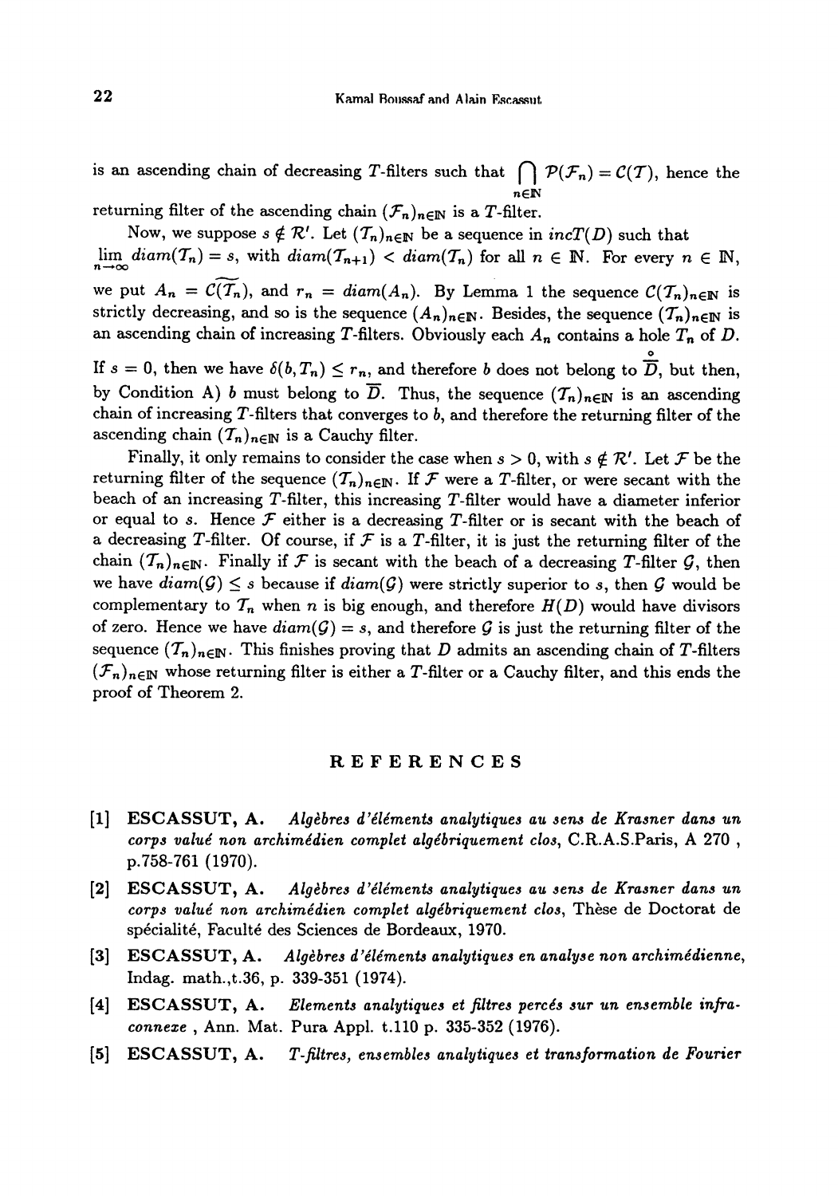is an ascending chain of decreasing $T$-filters such that $\bigcap_{n\in\mathbb{N}} \mathcal{P}(\mathcal{F}_n) = \mathcal{C}(\mathcal{T})$, hence the returning filter of the ascending chain $(\mathcal{F}_n)_{n\in\mathbb{N}}$ is a $T$-filter.

Now, we suppose $s \notin \mathcal{R}'$. Let $(\mathcal{T}_n)_{n\in\mathbb{N}}$ be a sequence in $incT(D)$ such that $\lim_{n\to\infty} diam(\mathcal{T}_n) = s$, with $diam(\mathcal{T}_{n+1}) < diam(\mathcal{T}_n)$ for all $n \in \mathbb{N}$. For every $n \in \mathbb{N}$, we put $A_n = \widetilde{\mathcal{C}(\mathcal{T}_n)}$, and $r_n = diam(A_n)$. By Lemma 1 the sequence $\mathcal{C}(\mathcal{T}_n)_{n\in\mathbb{N}}$ is strictly decreasing, and so is the sequence $(A_n)_{n\in\mathbb{N}}$. Besides, the sequence $(\mathcal{T}_n)_{n\in\mathbb{N}}$ is an ascending chain of increasing $T$-filters. Obviously each $A_n$ contains a hole $T_n$ of $D$. If $s = 0$, then we have $\delta(b, T_n) \leq r_n$, and therefore $b$ does not belong to $\overset{\circ}{\overline{D}}$, but then, by Condition A) $b$ must belong to $\overline{D}$. Thus, the sequence $(\mathcal{T}_n)_{n\in\mathbb{N}}$ is an ascending chain of increasing $T$-filters that converges to $b$, and therefore the returning filter of the ascending chain $(\mathcal{T}_n)_{n\in\mathbb{N}}$ is a Cauchy filter.

Finally, it only remains to consider the case when $s > 0$, with $s \notin \mathcal{R}'$. Let $\mathcal{F}$ be the returning filter of the sequence $(\mathcal{T}_n)_{n\in\mathbb{N}}$. If $\mathcal{F}$ were a $T$-filter, or were secant with the beach of an increasing $T$-filter, this increasing $T$-filter would have a diameter inferior or equal to $s$. Hence $\mathcal{F}$ either is a decreasing $T$-filter or is secant with the beach of a decreasing $T$-filter. Of course, if $\mathcal{F}$ is a $T$-filter, it is just the returning filter of the chain $(\mathcal{T}_n)_{n\in\mathbb{N}}$. Finally if $\mathcal{F}$ is secant with the beach of a decreasing $T$-filter $\mathcal{G}$, then we have $diam(\mathcal{G}) \leq s$ because if $diam(\mathcal{G})$ were strictly superior to $s$, then $\mathcal{G}$ would be complementary to $\mathcal{T}_n$ when $n$ is big enough, and therefore $H(D)$ would have divisors of zero. Hence we have $diam(\mathcal{G}) = s$, and therefore $\mathcal{G}$ is just the returning filter of the sequence $(\mathcal{T}_n)_{n\in\mathbb{N}}$. This finishes proving that $D$ admits an ascending chain of $T$-filters $(\mathcal{F}_n)_{n\in\mathbb{N}}$ whose returning filter is either a $T$-filter or a Cauchy filter, and this ends the proof of Theorem 2.

## REFERENCES

[1] **ESCASSUT, A.** *Algèbres d'éléments analytiques au sens de Krasner dans un corps valué non archimédien complet algébriquement clos*, C.R.A.S.Paris, A 270 , p.758-761 (1970).

[2] **ESCASSUT, A.** *Algèbres d'éléments analytiques au sens de Krasner dans un corps valué non archimédien complet algébriquement clos*, Thèse de Doctorat de spécialité, Faculté des Sciences de Bordeaux, 1970.

[3] **ESCASSUT, A.** *Algèbres d'éléments analytiques en analyse non archimédienne*, Indag. math.,t.36, p. 339-351 (1974).

[4] **ESCASSUT, A.** *Elements analytiques et filtres percés sur un ensemble infraconnexe* , Ann. Mat. Pura Appl. t.110 p. 335-352 (1976).

[5] **ESCASSUT, A.** *T-filtres, ensembles analytiques et transformation de Fourier*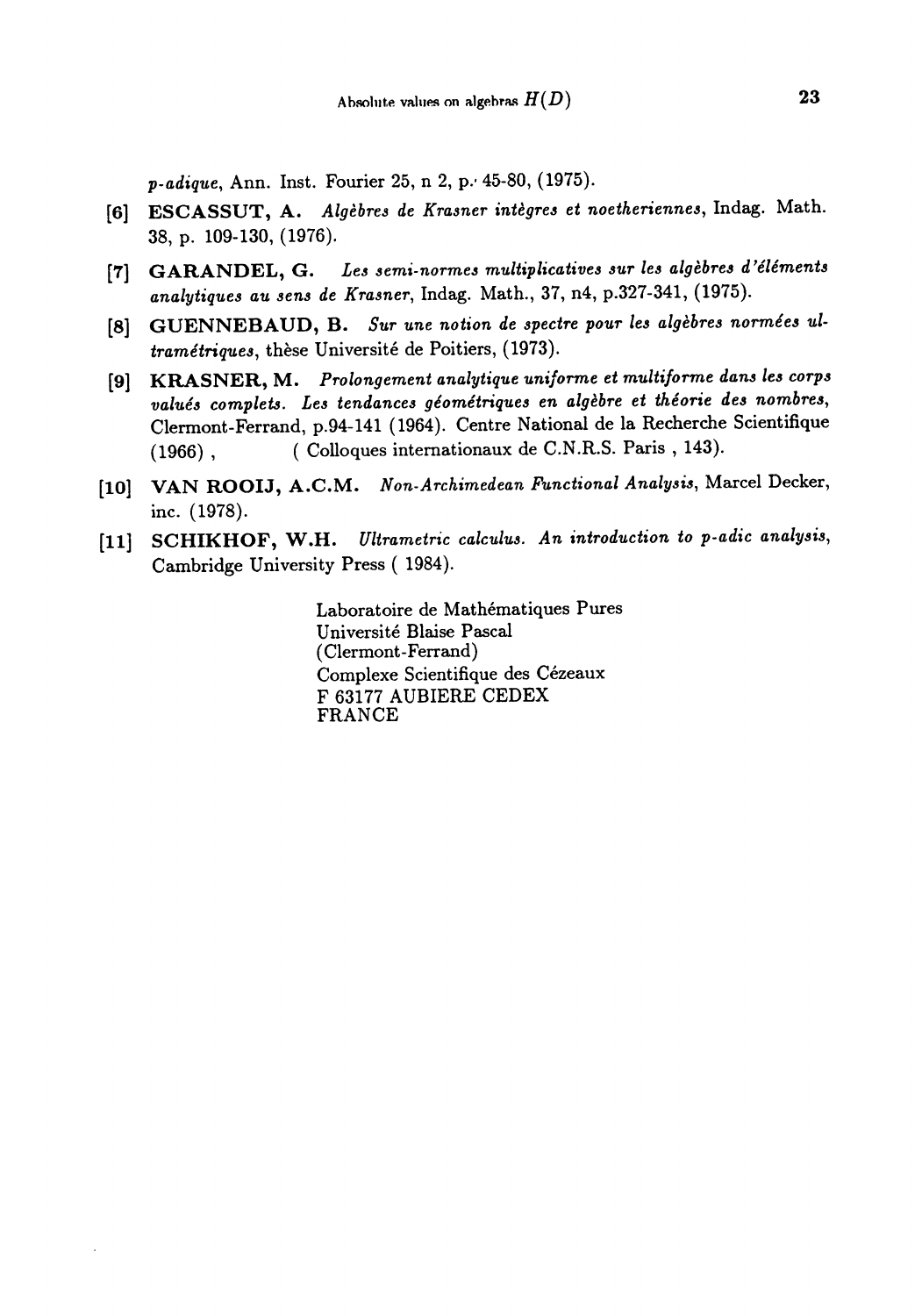*p-adique*, Ann. Inst. Fourier 25, n 2, p. 45-80, (1975).

[6] **ESCASSUT, A.** *Algèbres de Krasner intègres et noetheriennes*, Indag. Math. 38, p. 109-130, (1976).

[7] **GARANDEL, G.** *Les semi-normes multiplicatives sur les algèbres d'éléments analytiques au sens de Krasner*, Indag. Math., 37, n4, p.327-341, (1975).

[8] **GUENNEBAUD, B.** *Sur une notion de spectre pour les algèbres normées ultramétriques*, thèse Université de Poitiers, (1973).

[9] **KRASNER, M.** *Prolongement analytique uniforme et multiforme dans les corps valués complets. Les tendances géométriques en algèbre et théorie des nombres*, Clermont-Ferrand, p.94-141 (1964). Centre National de la Recherche Scientifique (1966) , ( Colloques internationaux de C.N.R.S. Paris , 143).

[10] **VAN ROOIJ, A.C.M.** *Non-Archimedean Functional Analysis*, Marcel Decker, inc. (1978).

[11] **SCHIKHOF, W.H.** *Ultrametric calculus. An introduction to p-adic analysis*, Cambridge University Press ( 1984).

Laboratoire de Mathématiques Pures
Université Blaise Pascal
(Clermont-Ferrand)
Complexe Scientifique des Cézeaux
F 63177 AUBIERE CEDEX
FRANCE